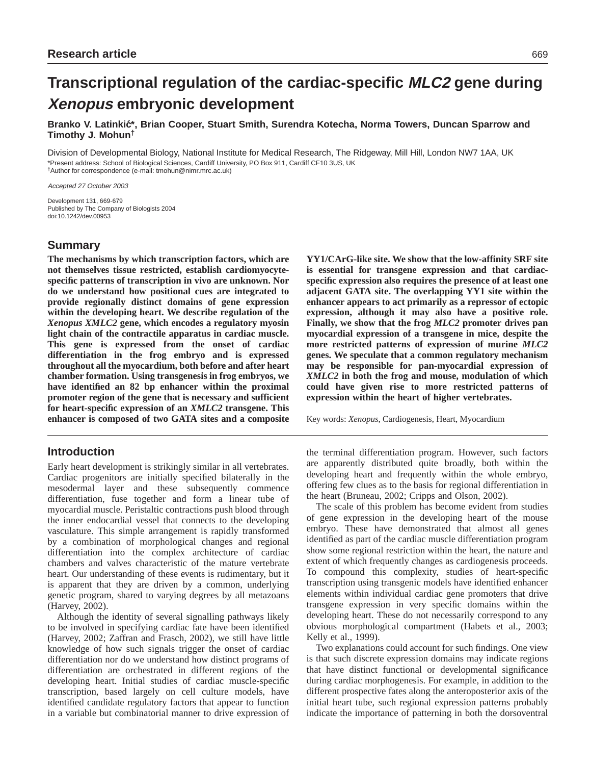Research article

# Transcriptional regulation of the cardiac-specific *MLC2* gene during *Xenopus* embryonic development

**Branko V. Latinkić*, Brian Cooper, Stuart Smith, Surendra Kotecha, Norma Towers, Duncan Sparrow and Timothy J. Mohun†**

Division of Developmental Biology, National Institute for Medical Research, The Ridgeway, Mill Hill, London NW7 1AA, UK
*Present address: School of Biological Sciences, Cardiff University, PO Box 911, Cardiff CF10 3US, UK
†Author for correspondence (e-mail: tmohun@nimr.mrc.ac.uk)

*Accepted 27 October 2003*

Development 131, 669-679
Published by The Company of Biologists 2004
doi:10.1242/dev.00953

## Summary

**The mechanisms by which transcription factors, which are not themselves tissue restricted, establish cardiomyocyte-specific patterns of transcription in vivo are unknown. Nor do we understand how positional cues are integrated to provide regionally distinct domains of gene expression within the developing heart. We describe regulation of the *Xenopus XMLC2* gene, which encodes a regulatory myosin light chain of the contractile apparatus in cardiac muscle. This gene is expressed from the onset of cardiac differentiation in the frog embryo and is expressed throughout all the myocardium, both before and after heart chamber formation. Using transgenesis in frog embryos, we have identified an 82 bp enhancer within the proximal promoter region of the gene that is necessary and sufficient for heart-specific expression of an *XMLC2* transgene. This enhancer is composed of two GATA sites and a composite YY1/CArG-like site. We show that the low-affinity SRF site is essential for transgene expression and that cardiac-specific expression also requires the presence of at least one adjacent GATA site. The overlapping YY1 site within the enhancer appears to act primarily as a repressor of ectopic expression, although it may also have a positive role. Finally, we show that the frog *MLC2* promoter drives pan myocardial expression of a transgene in mice, despite the more restricted patterns of expression of murine *MLC2* genes. We speculate that a common regulatory mechanism may be responsible for pan-myocardial expression of *XMLC2* in both the frog and mouse, modulation of which could have given rise to more restricted patterns of expression within the heart of higher vertebrates.**

Key words: *Xenopus*, Cardiogenesis, Heart, Myocardium

## Introduction

Early heart development is strikingly similar in all vertebrates. Cardiac progenitors are initially specified bilaterally in the mesodermal layer and these subsequently commence differentiation, fuse together and form a linear tube of myocardial muscle. Peristaltic contractions push blood through the inner endocardial vessel that connects to the developing vasculature. This simple arrangement is rapidly transformed by a combination of morphological changes and regional differentiation into the complex architecture of cardiac chambers and valves characteristic of the mature vertebrate heart. Our understanding of these events is rudimentary, but it is apparent that they are driven by a common, underlying genetic program, shared to varying degrees by all metazoans (Harvey, 2002).

Although the identity of several signalling pathways likely to be involved in specifying cardiac fate have been identified (Harvey, 2002; Zaffran and Frasch, 2002), we still have little knowledge of how such signals trigger the onset of cardiac differentiation nor do we understand how distinct programs of differentiation are orchestrated in different regions of the developing heart. Initial studies of cardiac muscle-specific transcription, based largely on cell culture models, have identified candidate regulatory factors that appear to function in a variable but combinatorial manner to drive expression of the terminal differentiation program. However, such factors are apparently distributed quite broadly, both within the developing heart and frequently within the whole embryo, offering few clues as to the basis for regional differentiation in the heart (Bruneau, 2002; Cripps and Olson, 2002).

The scale of this problem has become evident from studies of gene expression in the developing heart of the mouse embryo. These have demonstrated that almost all genes identified as part of the cardiac muscle differentiation program show some regional restriction within the heart, the nature and extent of which frequently changes as cardiogenesis proceeds. To compound this complexity, studies of heart-specific transcription using transgenic models have identified enhancer elements within individual cardiac gene promoters that drive transgene expression in very specific domains within the developing heart. These do not necessarily correspond to any obvious morphological compartment (Habets et al., 2003; Kelly et al., 1999).

Two explanations could account for such findings. One view is that such discrete expression domains may indicate regions that have distinct functional or developmental significance during cardiac morphogenesis. For example, in addition to the different prospective fates along the anteroposterior axis of the initial heart tube, such regional expression patterns probably indicate the importance of patterning in both the dorsoventral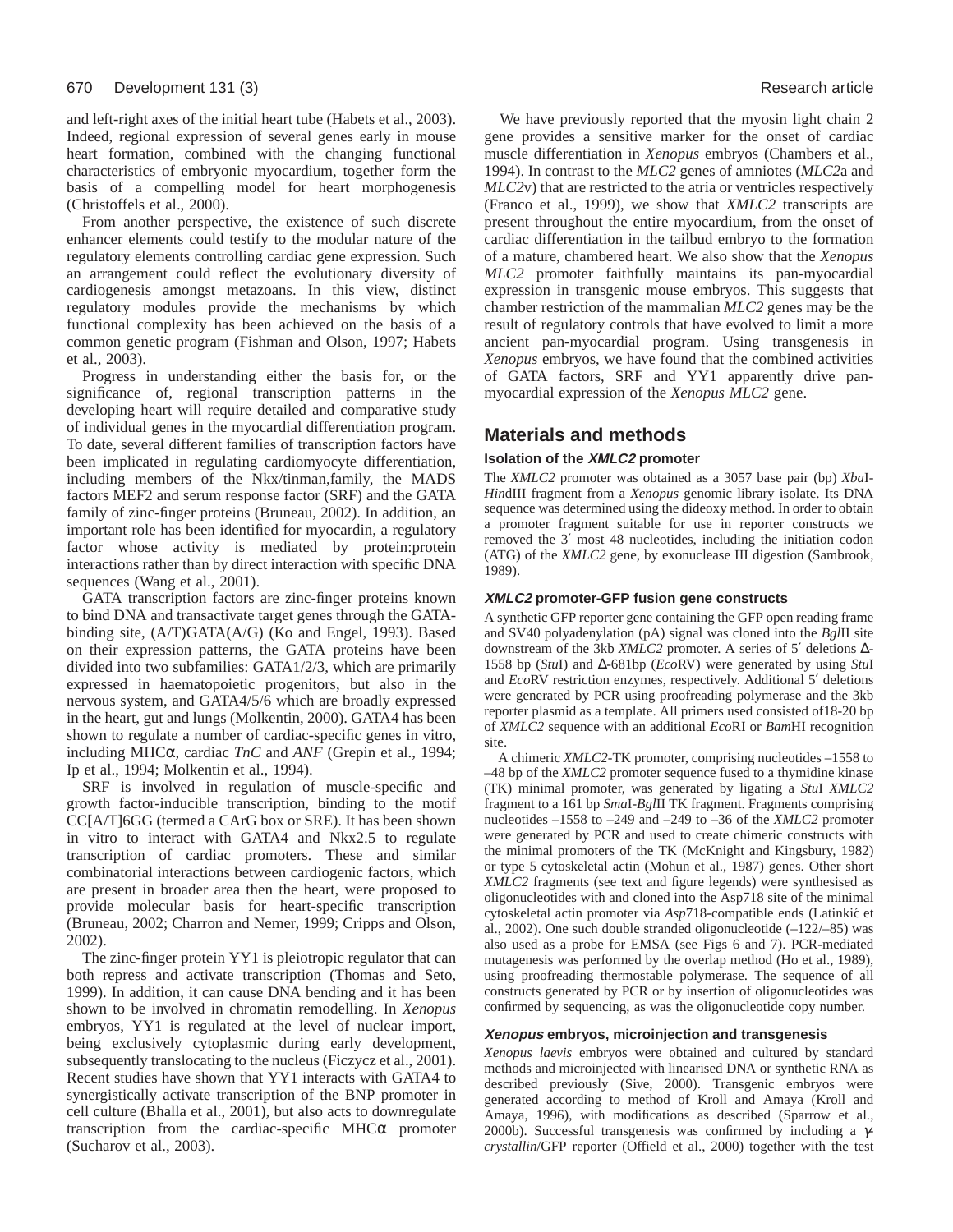and left-right axes of the initial heart tube (Habets et al., 2003). Indeed, regional expression of several genes early in mouse heart formation, combined with the changing functional characteristics of embryonic myocardium, together form the basis of a compelling model for heart morphogenesis (Christoffels et al., 2000).

From another perspective, the existence of such discrete enhancer elements could testify to the modular nature of the regulatory elements controlling cardiac gene expression. Such an arrangement could reflect the evolutionary diversity of cardiogenesis amongst metazoans. In this view, distinct regulatory modules provide the mechanisms by which functional complexity has been achieved on the basis of a common genetic program (Fishman and Olson, 1997; Habets et al., 2003).

Progress in understanding either the basis for, or the significance of, regional transcription patterns in the developing heart will require detailed and comparative study of individual genes in the myocardial differentiation program. To date, several different families of transcription factors have been implicated in regulating cardiomyocyte differentiation, including members of the Nkx/tinman,family, the MADS factors MEF2 and serum response factor (SRF) and the GATA family of zinc-finger proteins (Bruneau, 2002). In addition, an important role has been identified for myocardin, a regulatory factor whose activity is mediated by protein:protein interactions rather than by direct interaction with specific DNA sequences (Wang et al., 2001).

GATA transcription factors are zinc-finger proteins known to bind DNA and transactivate target genes through the GATA-binding site, (A/T)GATA(A/G) (Ko and Engel, 1993). Based on their expression patterns, the GATA proteins have been divided into two subfamilies: GATA1/2/3, which are primarily expressed in haematopoietic progenitors, but also in the nervous system, and GATA4/5/6 which are broadly expressed in the heart, gut and lungs (Molkentin, 2000). GATA4 has been shown to regulate a number of cardiac-specific genes in vitro, including MHCα, cardiac *TnC* and *ANF* (Grepin et al., 1994; Ip et al., 1994; Molkentin et al., 1994).

SRF is involved in regulation of muscle-specific and growth factor-inducible transcription, binding to the motif CC[A/T]6GG (termed a CArG box or SRE). It has been shown in vitro to interact with GATA4 and Nkx2.5 to regulate transcription of cardiac promoters. These and similar combinatorial interactions between cardiogenic factors, which are present in broader area then the heart, were proposed to provide molecular basis for heart-specific transcription (Bruneau, 2002; Charron and Nemer, 1999; Cripps and Olson, 2002).

The zinc-finger protein YY1 is pleiotropic regulator that can both repress and activate transcription (Thomas and Seto, 1999). In addition, it can cause DNA bending and it has been shown to be involved in chromatin remodelling. In *Xenopus* embryos, YY1 is regulated at the level of nuclear import, being exclusively cytoplasmic during early development, subsequently translocating to the nucleus (Ficzycz et al., 2001). Recent studies have shown that YY1 interacts with GATA4 to synergistically activate transcription of the BNP promoter in cell culture (Bhalla et al., 2001), but also acts to downregulate transcription from the cardiac-specific MHCα promoter (Sucharov et al., 2003).

We have previously reported that the myosin light chain 2 gene provides a sensitive marker for the onset of cardiac muscle differentiation in *Xenopus* embryos (Chambers et al., 1994). In contrast to the *MLC2* genes of amniotes (*MLC2*a and *MLC2*v) that are restricted to the atria or ventricles respectively (Franco et al., 1999), we show that *XMLC2* transcripts are present throughout the entire myocardium, from the onset of cardiac differentiation in the tailbud embryo to the formation of a mature, chambered heart. We also show that the *Xenopus MLC2* promoter faithfully maintains its pan-myocardial expression in transgenic mouse embryos. This suggests that chamber restriction of the mammalian *MLC2* genes may be the result of regulatory controls that have evolved to limit a more ancient pan-myocardial program. Using transgenesis in *Xenopus* embryos, we have found that the combined activities of GATA factors, SRF and YY1 apparently drive pan-myocardial expression of the *Xenopus MLC2* gene.

## Materials and methods

### Isolation of the *XMLC2* promoter

The *XMLC2* promoter was obtained as a 3057 base pair (bp) *Xba*I-*Hin*dIII fragment from a *Xenopus* genomic library isolate. Its DNA sequence was determined using the dideoxy method. In order to obtain a promoter fragment suitable for use in reporter constructs we removed the 3′ most 48 nucleotides, including the initiation codon (ATG) of the *XMLC2* gene, by exonuclease III digestion (Sambrook, 1989).

### *XMLC2* promoter-GFP fusion gene constructs

A synthetic GFP reporter gene containing the GFP open reading frame and SV40 polyadenylation (pA) signal was cloned into the *Bgl*II site downstream of the 3kb *XMLC2* promoter. A series of 5′ deletions Δ-1558 bp (*Stu*I) and Δ-681bp (*Eco*RV) were generated by using *Stu*I and *Eco*RV restriction enzymes, respectively. Additional 5′ deletions were generated by PCR using proofreading polymerase and the 3kb reporter plasmid as a template. All primers used consisted of18-20 bp of *XMLC2* sequence with an additional *Eco*RI or *Bam*HI recognition site.

A chimeric *XMLC2*-TK promoter, comprising nucleotides –1558 to –48 bp of the *XMLC2* promoter sequence fused to a thymidine kinase (TK) minimal promoter, was generated by ligating a *Stu*I *XMLC2* fragment to a 161 bp *Sma*I-*Bgl*II TK fragment. Fragments comprising nucleotides –1558 to –249 and –249 to –36 of the *XMLC2* promoter were generated by PCR and used to create chimeric constructs with the minimal promoters of the TK (McKnight and Kingsbury, 1982) or type 5 cytoskeletal actin (Mohun et al., 1987) genes. Other short *XMLC2* fragments (see text and figure legends) were synthesised as oligonucleotides with and cloned into the Asp718 site of the minimal cytoskeletal actin promoter via *Asp*718-compatible ends (Latinkić et al., 2002). One such double stranded oligonucleotide (–122/–85) was also used as a probe for EMSA (see Figs 6 and 7). PCR-mediated mutagenesis was performed by the overlap method (Ho et al., 1989), using proofreading thermostable polymerase. The sequence of all constructs generated by PCR or by insertion of oligonucleotides was confirmed by sequencing, as was the oligonucleotide copy number.

### *Xenopus* embryos, microinjection and transgenesis

*Xenopus laevis* embryos were obtained and cultured by standard methods and microinjected with linearised DNA or synthetic RNA as described previously (Sive, 2000). Transgenic embryos were generated according to method of Kroll and Amaya (Kroll and Amaya, 1996), with modifications as described (Sparrow et al., 2000b). Successful transgenesis was confirmed by including a γ-*crystallin*/GFP reporter (Offield et al., 2000) together with the test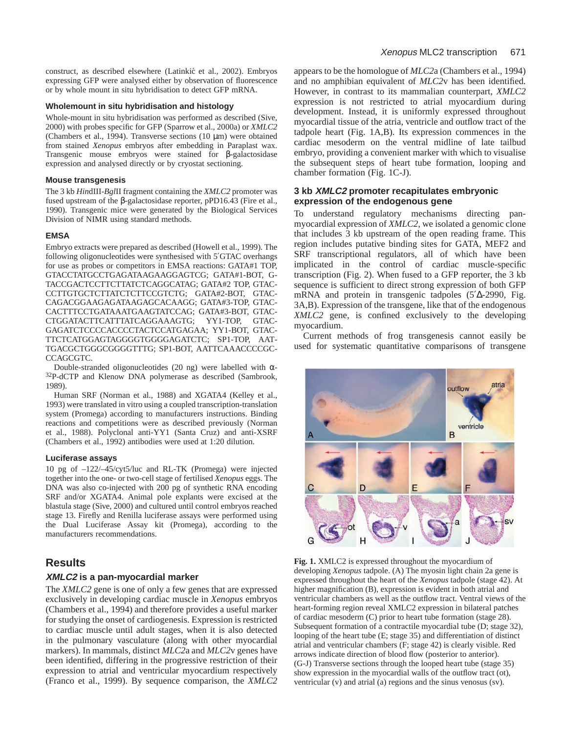construct, as described elsewhere (Latinkić et al., 2002). Embryos expressing GFP were analysed either by observation of fluorescence or by whole mount in situ hybridisation to detect GFP mRNA.

### Wholemount in situ hybridisation and histology

Whole-mount in situ hybridisation was performed as described (Sive, 2000) with probes specific for GFP (Sparrow et al., 2000a) or *XMLC2* (Chambers et al., 1994). Transverse sections (10 μm) were obtained from stained *Xenopus* embryos after embedding in Paraplast wax. Transgenic mouse embryos were stained for β-galactosidase expression and analysed directly or by cryostat sectioning.

### Mouse transgenesis

The 3 kb *Hin*dIII-*Bgl*II fragment containing the *XMLC2* promoter was fused upstream of the β-galactosidase reporter, pPD16.43 (Fire et al., 1990). Transgenic mice were generated by the Biological Services Division of NIMR using standard methods.

### EMSA

Embryo extracts were prepared as described (Howell et al., 1999). The following oligonucleotides were synthesised with 5′GTAC overhangs for use as probes or competitors in EMSA reactions: GATA#1 TOP, GTACCTATGCCTGAGATAAGAAGGAGTCG; GATA#1-BOT, G-TACCGACTCCTTCTTATCTCAGGCATAG; GATA#2 TOP, GTAC-CCTTGTGCTCTTATCTCTTCCGTCTG; GATA#2-BOT, GTAC-CAGACGGAAGAGATAAGAGCACAAGG; GATA#3-TOP, GTAC-CACTTTCCTGATAAATGAAGTATCCAG; GATA#3-BOT, GTAC-CTGGATACTTCATTTATCAGGAAAGTG; YY1-TOP, GTAC-GAGATCTCCCCACCCCTACTCCATGAGAA; YY1-BOT, GTAC-TTCTCATGGAGTAGGGGTGGGGAGATCTC; SP1-TOP, AAT-TGACGCTGGGCGGGGTTTG; SP1-BOT, AATTCAAACCCCGC-CCAGCGTC.

Double-stranded oligonucleotides (20 ng) were labelled with α-$^{32}$P-dCTP and Klenow DNA polymerase as described (Sambrook, 1989).

Human SRF (Norman et al., 1988) and XGATA4 (Kelley et al., 1993) were translated in vitro using a coupled transcription-translation system (Promega) according to manufacturers instructions. Binding reactions and competitions were as described previously (Norman et al., 1988). Polyclonal anti-YY1 (Santa Cruz) and anti-XSRF (Chambers et al., 1992) antibodies were used at 1:20 dilution.

### Luciferase assays

10 pg of –122/–45/cyt5/luc and RL-TK (Promega) were injected together into the one- or two-cell stage of fertilised *Xenopus* eggs. The DNA was also co-injected with 200 pg of synthetic RNA encoding SRF and/or XGATA4. Animal pole explants were excised at the blastula stage (Sive, 2000) and cultured until control embryos reached stage 13. Firefly and Renilla luciferase assays were performed using the Dual Luciferase Assay kit (Promega), according to the manufacturers recommendations.

## Results

### *XMLC2* is a pan-myocardial marker

The *XMLC2* gene is one of only a few genes that are expressed exclusively in developing cardiac muscle in *Xenopus* embryos (Chambers et al., 1994) and therefore provides a useful marker for studying the onset of cardiogenesis. Expression is restricted to cardiac muscle until adult stages, when it is also detected in the pulmonary vasculature (along with other myocardial markers). In mammals, distinct *MLC2*a and *MLC2*v genes have been identified, differing in the progressive restriction of their expression to atrial and ventricular myocardium respectively (Franco et al., 1999). By sequence comparison, the *XMLC2* appears to be the homologue of *MLC2*a (Chambers et al., 1994) and no amphibian equivalent of *MLC2*v has been identified. However, in contrast to its mammalian counterpart, *XMLC2* expression is not restricted to atrial myocardium during development. Instead, it is uniformly expressed throughout myocardial tissue of the atria, ventricle and outflow tract of the tadpole heart (Fig. 1A,B). Its expression commences in the cardiac mesoderm on the ventral midline of late tailbud embryo, providing a convenient marker with which to visualise the subsequent steps of heart tube formation, looping and chamber formation (Fig. 1C-J).

### 3 kb *XMLC2* promoter recapitulates embryonic expression of the endogenous gene

To understand regulatory mechanisms directing pan-myocardial expression of *XMLC2*, we isolated a genomic clone that includes 3 kb upstream of the open reading frame. This region includes putative binding sites for GATA, MEF2 and SRF transcriptional regulators, all of which have been implicated in the control of cardiac muscle-specific transcription (Fig. 2). When fused to a GFP reporter, the 3 kb sequence is sufficient to direct strong expression of both GFP mRNA and protein in transgenic tadpoles (5′Δ-2990, Fig. 3A,B). Expression of the transgene, like that of the endogenous *XMLC2* gene, is confined exclusively to the developing myocardium.

Current methods of frog transgenesis cannot easily be used for systematic quantitative comparisons of transgene

**Fig. 1.** XMLC2 is expressed throughout the myocardium of developing *Xenopus* tadpole. (A) The myosin light chain 2a gene is expressed throughout the heart of the *Xenopus* tadpole (stage 42). At higher magnification (B), expression is evident in both atrial and ventricular chambers as well as the outflow tract. Ventral views of the heart-forming region reveal XMLC2 expression in bilateral patches of cardiac mesoderm (C) prior to heart tube formation (stage 28). Subsequent formation of a contractile myocardial tube (D; stage 32), looping of the heart tube (E; stage 35) and differentiation of distinct atrial and ventricular chambers (F; stage 42) is clearly visible. Red arrows indicate direction of blood flow (posterior to anterior). (G-J) Transverse sections through the looped heart tube (stage 35) show expression in the myocardial walls of the outflow tract (ot), ventricular (v) and atrial (a) regions and the sinus venosus (sv).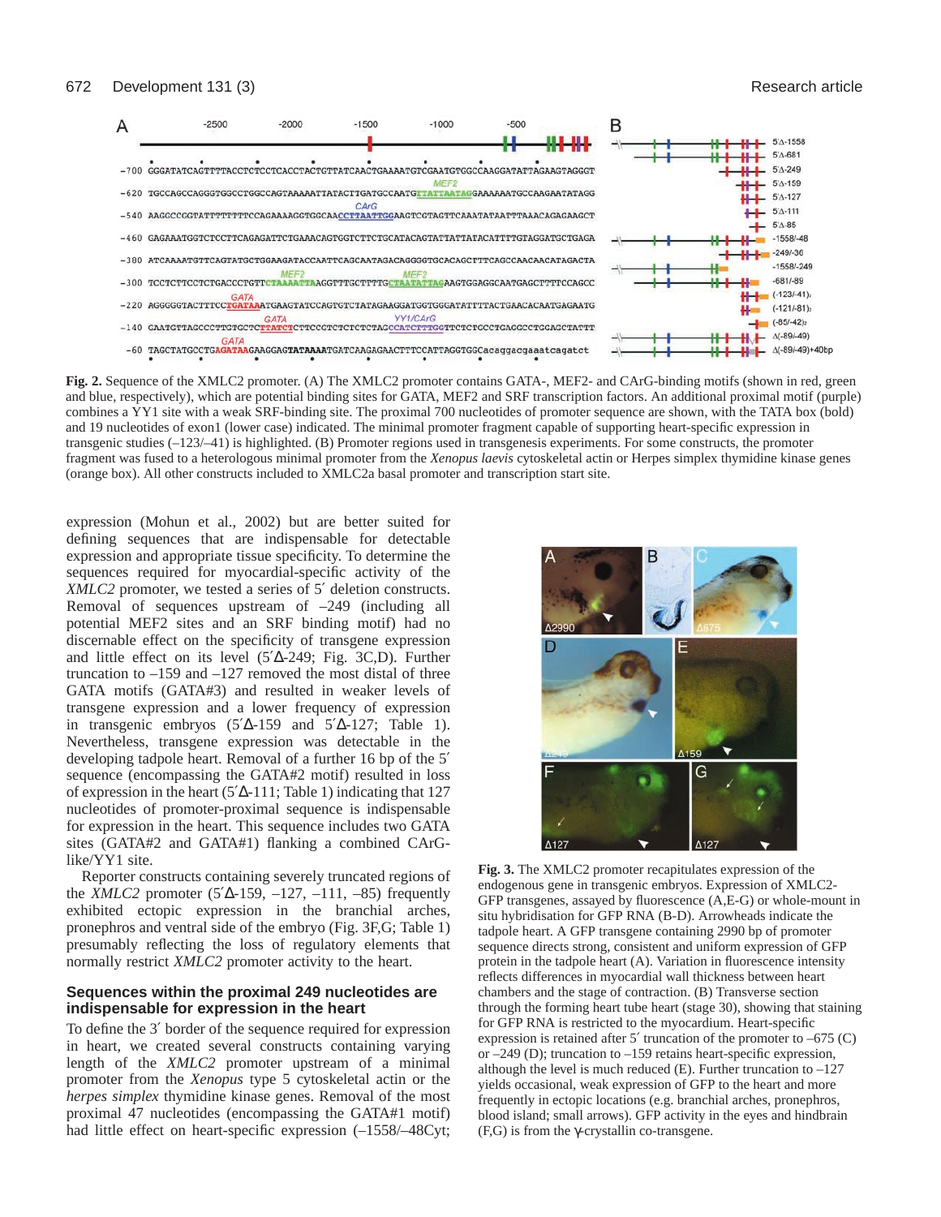**Fig. 2.** Sequence of the XMLC2 promoter. (A) The XMLC2 promoter contains GATA-, MEF2- and CArG-binding motifs (shown in red, green and blue, respectively), which are potential binding sites for GATA, MEF2 and SRF transcription factors. An additional proximal motif (purple) combines a YY1 site with a weak SRF-binding site. The proximal 700 nucleotides of promoter sequence are shown, with the TATA box (bold) and 19 nucleotides of exon1 (lower case) indicated. The minimal promoter fragment capable of supporting heart-specific expression in transgenic studies (–123/–41) is highlighted. (B) Promoter regions used in transgenesis experiments. For some constructs, the promoter fragment was fused to a heterologous minimal promoter from the *Xenopus laevis* cytoskeletal actin or Herpes simplex thymidine kinase genes (orange box). All other constructs included to XMLC2a basal promoter and transcription start site.

expression (Mohun et al., 2002) but are better suited for defining sequences that are indispensable for detectable expression and appropriate tissue specificity. To determine the sequences required for myocardial-specific activity of the *XMLC2* promoter, we tested a series of 5′ deletion constructs. Removal of sequences upstream of –249 (including all potential MEF2 sites and an SRF binding motif) had no discernable effect on the specificity of transgene expression and little effect on its level (5′Δ-249; Fig. 3C,D). Further truncation to –159 and –127 removed the most distal of three GATA motifs (GATA#3) and resulted in weaker levels of transgene expression and a lower frequency of expression in transgenic embryos (5′Δ-159 and 5′Δ-127; Table 1). Nevertheless, transgene expression was detectable in the developing tadpole heart. Removal of a further 16 bp of the 5′ sequence (encompassing the GATA#2 motif) resulted in loss of expression in the heart (5′Δ-111; Table 1) indicating that 127 nucleotides of promoter-proximal sequence is indispensable for expression in the heart. This sequence includes two GATA sites (GATA#2 and GATA#1) flanking a combined CArG-like/YY1 site.

Reporter constructs containing severely truncated regions of the *XMLC2* promoter (5′Δ-159, –127, –111, –85) frequently exhibited ectopic expression in the branchial arches, pronephros and ventral side of the embryo (Fig. 3F,G; Table 1) presumably reflecting the loss of regulatory elements that normally restrict *XMLC2* promoter activity to the heart.

### Sequences within the proximal 249 nucleotides are indispensable for expression in the heart

To define the 3′ border of the sequence required for expression in heart, we created several constructs containing varying length of the *XMLC2* promoter upstream of a minimal promoter from the *Xenopus* type 5 cytoskeletal actin or the *herpes simplex* thymidine kinase genes. Removal of the most proximal 47 nucleotides (encompassing the GATA#1 motif) had little effect on heart-specific expression (–1558/–48Cyt;

**Fig. 3.** The XMLC2 promoter recapitulates expression of the endogenous gene in transgenic embryos. Expression of XMLC2-GFP transgenes, assayed by fluorescence (A,E-G) or whole-mount in situ hybridisation for GFP RNA (B-D). Arrowheads indicate the tadpole heart. A GFP transgene containing 2990 bp of promoter sequence directs strong, consistent and uniform expression of GFP protein in the tadpole heart (A). Variation in fluorescence intensity reflects differences in myocardial wall thickness between heart chambers and the stage of contraction. (B) Transverse section through the forming heart tube heart (stage 30), showing that staining for GFP RNA is restricted to the myocardium. Heart-specific expression is retained after 5′ truncation of the promoter to –675 (C) or –249 (D); truncation to –159 retains heart-specific expression, although the level is much reduced (E). Further truncation to –127 yields occasional, weak expression of GFP to the heart and more frequently in ectopic locations (e.g. branchial arches, pronephros, blood island; small arrows). GFP activity in the eyes and hindbrain (F,G) is from the γ-crystallin co-transgene.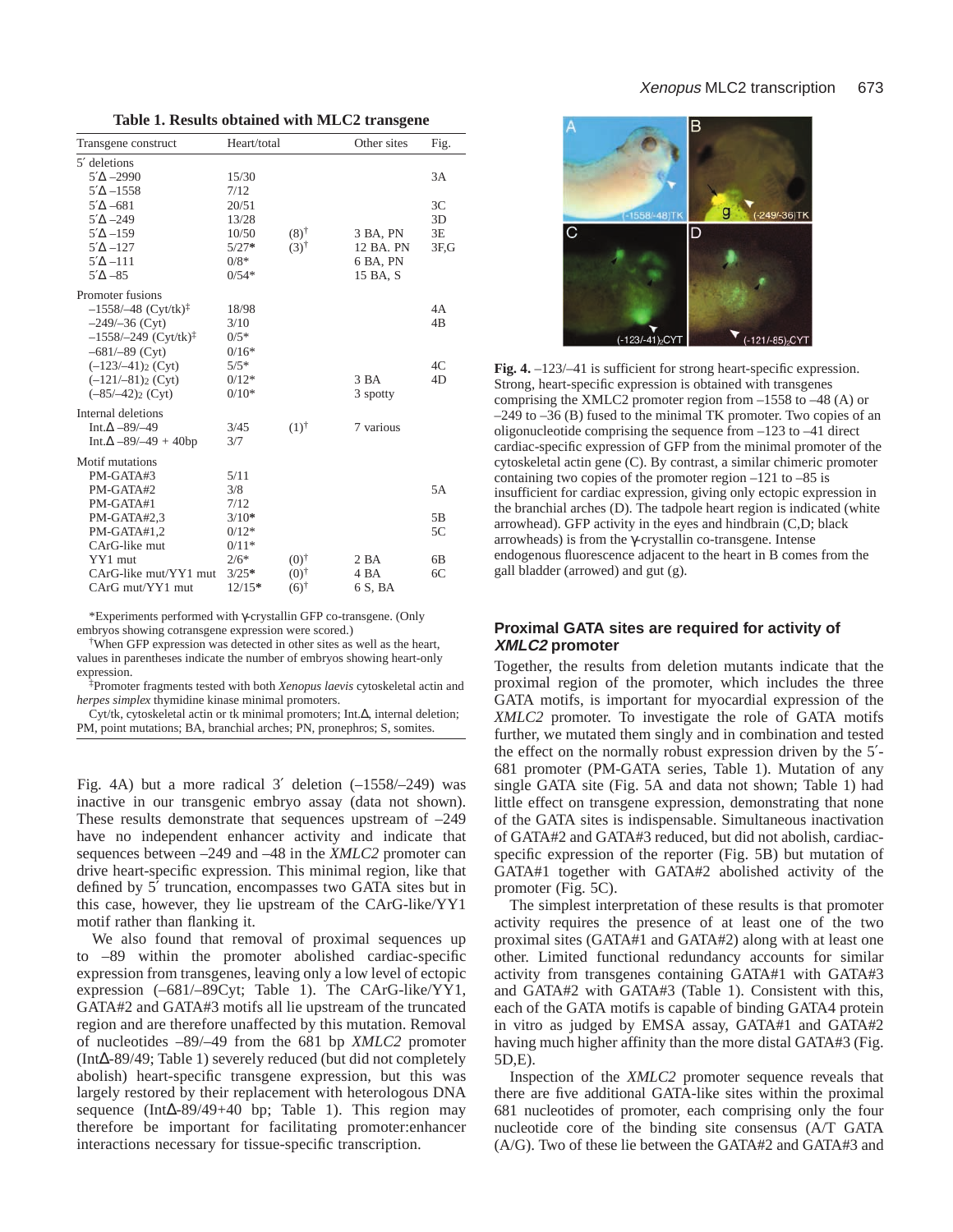**Table 1. Results obtained with MLC2 transgene**

| Transgene construct | Heart/total | | Other sites | Fig. |
|---|---|---|---|---|
| 5′ deletions | | | | |
| 5′Δ –2990 | 15/30 | | | 3A |
| 5′Δ –1558 | 7/12 | | | |
| 5′Δ –681 | 20/51 | | | 3C |
| 5′Δ –249 | 13/28 | | | 3D |
| 5′Δ –159 | 10/50 | (8)† | 3 BA, PN | 3E |
| 5′Δ –127 | 5/27* | (3)† | 12 BA. PN | 3F,G |
| 5′Δ –111 | 0/8* | | 6 BA, PN | |
| 5′Δ –85 | 0/54* | | 15 BA, S | |
| Promoter fusions | | | | |
| –1558/–48 (Cyt/tk)‡ | 18/98 | | | 4A |
| –249/–36 (Cyt) | 3/10 | | | 4B |
| –1558/–249 (Cyt/tk)‡ | 0/5* | | | |
| –681/–89 (Cyt) | 0/16* | | | |
| (–123/–41)$_2$ (Cyt) | 5/5* | | | 4C |
| (–121/–81)$_2$ (Cyt) | 0/12* | | 3 BA | 4D |
| (–85/–42)$_2$ (Cyt) | 0/10* | | 3 spotty | |
| Internal deletions | | | | |
| Int.Δ –89/–49 | 3/45 | (1)† | 7 various | |
| Int.Δ –89/–49 + 40bp | 3/7 | | | |
| Motif mutations | | | | |
| PM-GATA#3 | 5/11 | | | |
| PM-GATA#2 | 3/8 | | | 5A |
| PM-GATA#1 | 7/12 | | | |
| PM-GATA#2,3 | 3/10* | | | 5B |
| PM-GATA#1,2 | 0/12* | | | 5C |
| CArG-like mut | 0/11* | | | |
| YY1 mut | 2/6* | (0)† | 2 BA | 6B |
| CArG-like mut/YY1 mut | 3/25* | (0)† | 4 BA | 6C |
| CArG mut/YY1 mut | 12/15* | (6)† | 6 S, BA | |

*Experiments performed with γ-crystallin GFP co-transgene. (Only embryos showing cotransgene expression were scored.)

†When GFP expression was detected in other sites as well as the heart, values in parentheses indicate the number of embryos showing heart-only expression.

‡Promoter fragments tested with both *Xenopus laevis* cytoskeletal actin and *herpes simplex* thymidine kinase minimal promoters.

Cyt/tk, cytoskeletal actin or tk minimal promoters; Int.Δ, internal deletion; PM, point mutations; BA, branchial arches; PN, pronephros; S, somites.

Fig. 4A) but a more radical 3′ deletion (–1558/–249) was inactive in our transgenic embryo assay (data not shown). These results demonstrate that sequences upstream of –249 have no independent enhancer activity and indicate that sequences between –249 and –48 in the *XMLC2* promoter can drive heart-specific expression. This minimal region, like that defined by 5′ truncation, encompasses two GATA sites but in this case, however, they lie upstream of the CArG-like/YY1 motif rather than flanking it.

We also found that removal of proximal sequences up to –89 within the promoter abolished cardiac-specific expression from transgenes, leaving only a low level of ectopic expression (–681/–89Cyt; Table 1). The CArG-like/YY1, GATA#2 and GATA#3 motifs all lie upstream of the truncated region and are therefore unaffected by this mutation. Removal of nucleotides –89/–49 from the 681 bp *XMLC2* promoter (IntΔ-89/49; Table 1) severely reduced (but did not completely abolish) heart-specific transgene expression, but this was largely restored by their replacement with heterologous DNA sequence (IntΔ-89/49+40 bp; Table 1). This region may therefore be important for facilitating promoter:enhancer interactions necessary for tissue-specific transcription.

**Fig. 4.** –123/–41 is sufficient for strong heart-specific expression. Strong, heart-specific expression is obtained with transgenes comprising the XMLC2 promoter region from –1558 to –48 (A) or –249 to –36 (B) fused to the minimal TK promoter. Two copies of an oligonucleotide comprising the sequence from –123 to –41 direct cardiac-specific expression of GFP from the minimal promoter of the cytoskeletal actin gene (C). By contrast, a similar chimeric promoter containing two copies of the promoter region –121 to –85 is insufficient for cardiac expression, giving only ectopic expression in the branchial arches (D). The tadpole heart region is indicated (white arrowhead). GFP activity in the eyes and hindbrain (C,D; black arrowheads) is from the γ-crystallin co-transgene. Intense endogenous fluorescence adjacent to the heart in B comes from the gall bladder (arrowed) and gut (g).

## Proximal GATA sites are required for activity of *XMLC2* promoter

Together, the results from deletion mutants indicate that the proximal region of the promoter, which includes the three GATA motifs, is important for myocardial expression of the *XMLC2* promoter. To investigate the role of GATA motifs further, we mutated them singly and in combination and tested the effect on the normally robust expression driven by the 5′-681 promoter (PM-GATA series, Table 1). Mutation of any single GATA site (Fig. 5A and data not shown; Table 1) had little effect on transgene expression, demonstrating that none of the GATA sites is indispensable. Simultaneous inactivation of GATA#2 and GATA#3 reduced, but did not abolish, cardiac-specific expression of the reporter (Fig. 5B) but mutation of GATA#1 together with GATA#2 abolished activity of the promoter (Fig. 5C).

The simplest interpretation of these results is that promoter activity requires the presence of at least one of the two proximal sites (GATA#1 and GATA#2) along with at least one other. Limited functional redundancy accounts for similar activity from transgenes containing GATA#1 with GATA#3 and GATA#2 with GATA#3 (Table 1). Consistent with this, each of the GATA motifs is capable of binding GATA4 protein in vitro as judged by EMSA assay, GATA#1 and GATA#2 having much higher affinity than the more distal GATA#3 (Fig. 5D,E).

Inspection of the *XMLC2* promoter sequence reveals that there are five additional GATA-like sites within the proximal 681 nucleotides of promoter, each comprising only the four nucleotide core of the binding site consensus (A/T GATA (A/G). Two of these lie between the GATA#2 and GATA#3 and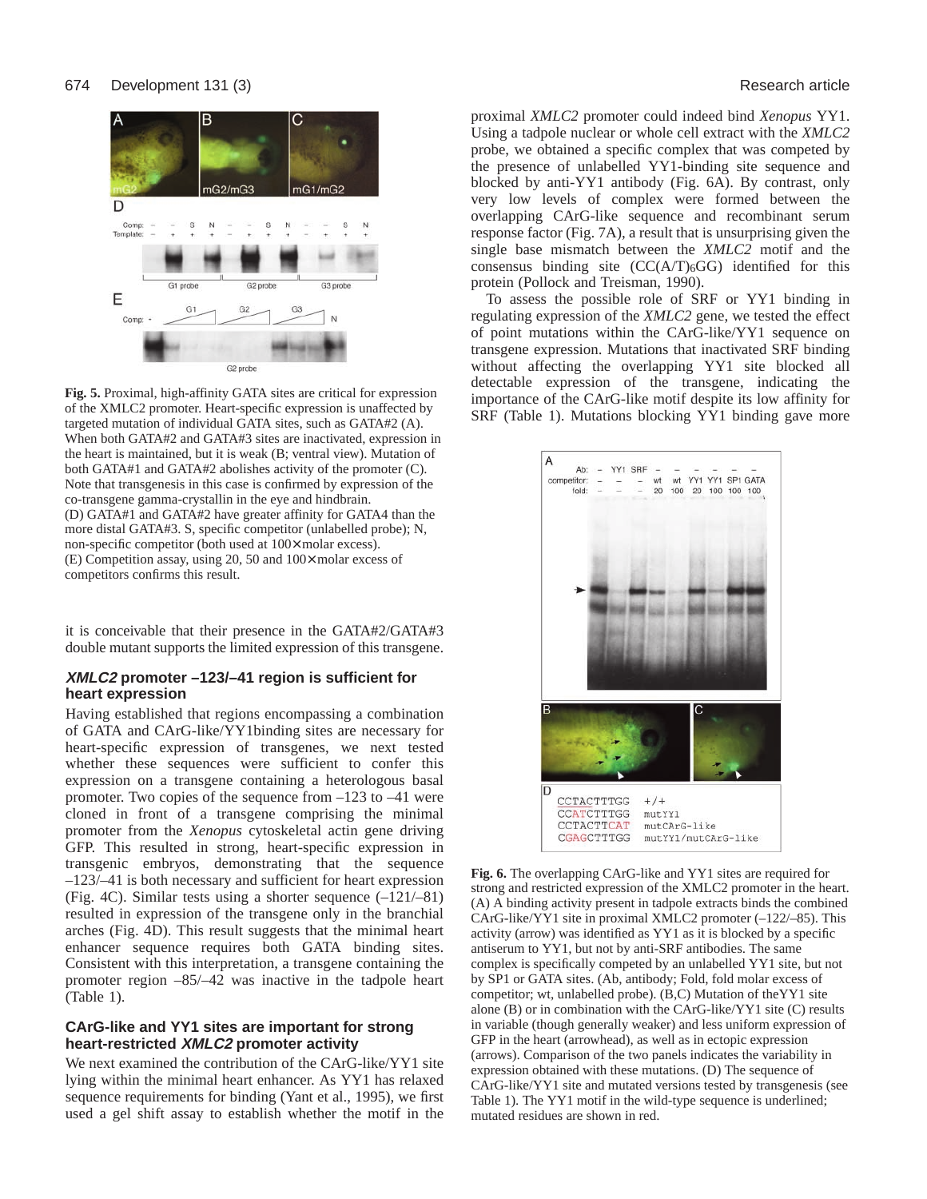Fig. 5. Proximal, high-affinity GATA sites are critical for expression of the XMLC2 promoter. Heart-specific expression is unaffected by targeted mutation of individual GATA sites, such as GATA#2 (A). When both GATA#2 and GATA#3 sites are inactivated, expression in the heart is maintained, but it is weak (B; ventral view). Mutation of both GATA#1 and GATA#2 abolishes activity of the promoter (C). Note that transgenesis in this case is confirmed by expression of the co-transgene gamma-crystallin in the eye and hindbrain. (D) GATA#1 and GATA#2 have greater affinity for GATA4 than the more distal GATA#3. S, specific competitor (unlabelled probe); N, non-specific competitor (both used at 100× molar excess). (E) Competition assay, using 20, 50 and 100× molar excess of competitors confirms this result.

it is conceivable that their presence in the GATA#2/GATA#3 double mutant supports the limited expression of this transgene.

### *XMLC2* promoter –123/–41 region is sufficient for heart expression

Having established that regions encompassing a combination of GATA and CArG-like/YY1binding sites are necessary for heart-specific expression of transgenes, we next tested whether these sequences were sufficient to confer this expression on a transgene containing a heterologous basal promoter. Two copies of the sequence from –123 to –41 were cloned in front of a transgene comprising the minimal promoter from the *Xenopus* cytoskeletal actin gene driving GFP. This resulted in strong, heart-specific expression in transgenic embryos, demonstrating that the sequence –123/–41 is both necessary and sufficient for heart expression (Fig. 4C). Similar tests using a shorter sequence (–121/–81) resulted in expression of the transgene only in the branchial arches (Fig. 4D). This result suggests that the minimal heart enhancer sequence requires both GATA binding sites. Consistent with this interpretation, a transgene containing the promoter region –85/–42 was inactive in the tadpole heart (Table 1).

### CArG-like and YY1 sites are important for strong heart-restricted *XMLC2* promoter activity

We next examined the contribution of the CArG-like/YY1 site lying within the minimal heart enhancer. As YY1 has relaxed sequence requirements for binding (Yant et al., 1995), we first used a gel shift assay to establish whether the motif in the proximal *XMLC2* promoter could indeed bind *Xenopus* YY1. Using a tadpole nuclear or whole cell extract with the *XMLC2* probe, we obtained a specific complex that was competed by the presence of unlabelled YY1-binding site sequence and blocked by anti-YY1 antibody (Fig. 6A). By contrast, only very low levels of complex were formed between the overlapping CArG-like sequence and recombinant serum response factor (Fig. 7A), a result that is unsurprising given the single base mismatch between the *XMLC2* motif and the consensus binding site (CC(A/T)$_6$GG) identified for this protein (Pollock and Treisman, 1990).

To assess the possible role of SRF or YY1 binding in regulating expression of the *XMLC2* gene, we tested the effect of point mutations within the CArG-like/YY1 sequence on transgene expression. Mutations that inactivated SRF binding without affecting the overlapping YY1 site blocked all detectable expression of the transgene, indicating the importance of the CArG-like motif despite its low affinity for SRF (Table 1). Mutations blocking YY1 binding gave more

Fig. 6. The overlapping CArG-like and YY1 sites are required for strong and restricted expression of the XMLC2 promoter in the heart. (A) A binding activity present in tadpole extracts binds the combined CArG-like/YY1 site in proximal XMLC2 promoter (–122/–85). This activity (arrow) was identified as YY1 as it is blocked by a specific antiserum to YY1, but not by anti-SRF antibodies. The same complex is specifically competed by an unlabelled YY1 site, but not by SP1 or GATA sites. (Ab, antibody; Fold, fold molar excess of competitor; wt, unlabelled probe). (B,C) Mutation of theYY1 site alone (B) or in combination with the CArG-like/YY1 site (C) results in variable (though generally weaker) and less uniform expression of GFP in the heart (arrowhead), as well as in ectopic expression (arrows). Comparison of the two panels indicates the variability in expression obtained with these mutations. (D) The sequence of CArG-like/YY1 site and mutated versions tested by transgenesis (see Table 1). The YY1 motif in the wild-type sequence is underlined; mutated residues are shown in red.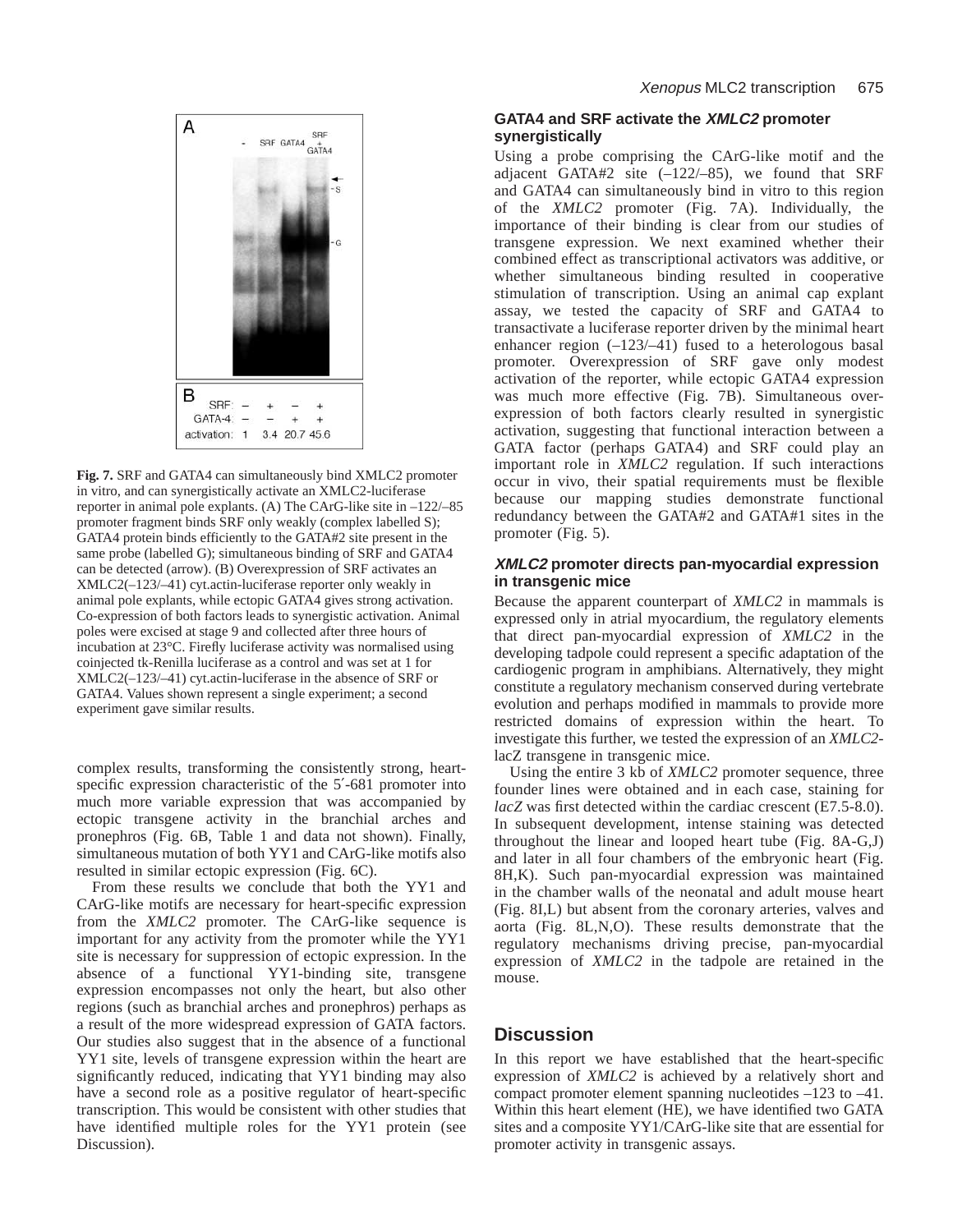| | | | | |
|---|---|---|---|---|
| SRF: | – | + | – | + |
| GATA-4: | – | – | + | + |
| activation: | 1 | 3.4 | 20.7 | 45.6 |

**Fig. 7.** SRF and GATA4 can simultaneously bind XMLC2 promoter in vitro, and can synergistically activate an XMLC2-luciferase reporter in animal pole explants. (A) The CArG-like site in –122/–85 promoter fragment binds SRF only weakly (complex labelled S); GATA4 protein binds efficiently to the GATA#2 site present in the same probe (labelled G); simultaneous binding of SRF and GATA4 can be detected (arrow). (B) Overexpression of SRF activates an XMLC2(–123/–41) cyt.actin-luciferase reporter only weakly in animal pole explants, while ectopic GATA4 gives strong activation. Co-expression of both factors leads to synergistic activation. Animal poles were excised at stage 9 and collected after three hours of incubation at 23°C. Firefly luciferase activity was normalised using coinjected tk-Renilla luciferase as a control and was set at 1 for XMLC2(–123/–41) cyt.actin-luciferase in the absence of SRF or GATA4. Values shown represent a single experiment; a second experiment gave similar results.

complex results, transforming the consistently strong, heart-specific expression characteristic of the 5′-681 promoter into much more variable expression that was accompanied by ectopic transgene activity in the branchial arches and pronephros (Fig. 6B, Table 1 and data not shown). Finally, simultaneous mutation of both YY1 and CArG-like motifs also resulted in similar ectopic expression (Fig. 6C).

From these results we conclude that both the YY1 and CArG-like motifs are necessary for heart-specific expression from the *XMLC2* promoter. The CArG-like sequence is important for any activity from the promoter while the YY1 site is necessary for suppression of ectopic expression. In the absence of a functional YY1-binding site, transgene expression encompasses not only the heart, but also other regions (such as branchial arches and pronephros) perhaps as a result of the more widespread expression of GATA factors. Our studies also suggest that in the absence of a functional YY1 site, levels of transgene expression within the heart are significantly reduced, indicating that YY1 binding may also have a second role as a positive regulator of heart-specific transcription. This would be consistent with other studies that have identified multiple roles for the YY1 protein (see Discussion).

### GATA4 and SRF activate the *XMLC2* promoter synergistically

Using a probe comprising the CArG-like motif and the adjacent GATA#2 site (–122/–85), we found that SRF and GATA4 can simultaneously bind in vitro to this region of the *XMLC2* promoter (Fig. 7A). Individually, the importance of their binding is clear from our studies of transgene expression. We next examined whether their combined effect as transcriptional activators was additive, or whether simultaneous binding resulted in cooperative stimulation of transcription. Using an animal cap explant assay, we tested the capacity of SRF and GATA4 to transactivate a luciferase reporter driven by the minimal heart enhancer region (–123/–41) fused to a heterologous basal promoter. Overexpression of SRF gave only modest activation of the reporter, while ectopic GATA4 expression was much more effective (Fig. 7B). Simultaneous overexpression of both factors clearly resulted in synergistic activation, suggesting that functional interaction between a GATA factor (perhaps GATA4) and SRF could play an important role in *XMLC2* regulation. If such interactions occur in vivo, their spatial requirements must be flexible because our mapping studies demonstrate functional redundancy between the GATA#2 and GATA#1 sites in the promoter (Fig. 5).

### *XMLC2* promoter directs pan-myocardial expression in transgenic mice

Because the apparent counterpart of *XMLC2* in mammals is expressed only in atrial myocardium, the regulatory elements that direct pan-myocardial expression of *XMLC2* in the developing tadpole could represent a specific adaptation of the cardiogenic program in amphibians. Alternatively, they might constitute a regulatory mechanism conserved during vertebrate evolution and perhaps modified in mammals to provide more restricted domains of expression within the heart. To investigate this further, we tested the expression of an *XMLC2*-lacZ transgene in transgenic mice.

Using the entire 3 kb of *XMLC2* promoter sequence, three founder lines were obtained and in each case, staining for *lacZ* was first detected within the cardiac crescent (E7.5-8.0). In subsequent development, intense staining was detected throughout the linear and looped heart tube (Fig. 8A-G,J) and later in all four chambers of the embryonic heart (Fig. 8H,K). Such pan-myocardial expression was maintained in the chamber walls of the neonatal and adult mouse heart (Fig. 8I,L) but absent from the coronary arteries, valves and aorta (Fig. 8L,N,O). These results demonstrate that the regulatory mechanisms driving precise, pan-myocardial expression of *XMLC2* in the tadpole are retained in the mouse.

## Discussion

In this report we have established that the heart-specific expression of *XMLC2* is achieved by a relatively short and compact promoter element spanning nucleotides –123 to –41. Within this heart element (HE), we have identified two GATA sites and a composite YY1/CArG-like site that are essential for promoter activity in transgenic assays.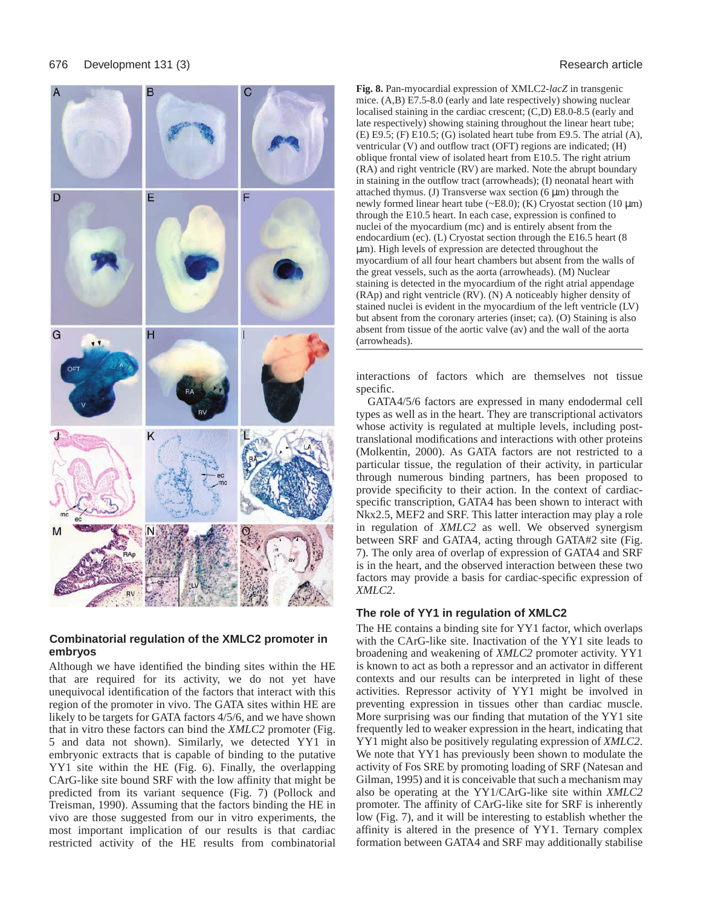**Fig. 8.** Pan-myocardial expression of XMLC2-*lacZ* in transgenic mice. (A,B) E7.5-8.0 (early and late respectively) showing nuclear localised staining in the cardiac crescent; (C,D) E8.0-8.5 (early and late respectively) showing staining throughout the linear heart tube; (E) E9.5; (F) E10.5; (G) isolated heart tube from E9.5. The atrial (A), ventricular (V) and outflow tract (OFT) regions are indicated; (H) oblique frontal view of isolated heart from E10.5. The right atrium (RA) and right ventricle (RV) are marked. Note the abrupt boundary in staining in the outflow tract (arrowheads); (I) neonatal heart with attached thymus. (J) Transverse wax section (6 μm) through the newly formed linear heart tube (~E8.0); (K) Cryostat section (10 μm) through the E10.5 heart. In each case, expression is confined to nuclei of the myocardium (mc) and is entirely absent from the endocardium (ec). (L) Cryostat section through the E16.5 heart (8 μm). High levels of expression are detected throughout the myocardium of all four heart chambers but absent from the walls of the great vessels, such as the aorta (arrowheads). (M) Nuclear staining is detected in the myocardium of the right atrial appendage (RAp) and right ventricle (RV). (N) A noticeably higher density of stained nuclei is evident in the myocardium of the left ventricle (LV) but absent from the coronary arteries (inset; ca). (O) Staining is also absent from tissue of the aortic valve (av) and the wall of the aorta (arrowheads).

## Combinatorial regulation of the XMLC2 promoter in embryos

Although we have identified the binding sites within the HE that are required for its activity, we do not yet have unequivocal identification of the factors that interact with this region of the promoter in vivo. The GATA sites within HE are likely to be targets for GATA factors 4/5/6, and we have shown that in vitro these factors can bind the *XMLC2* promoter (Fig. 5 and data not shown). Similarly, we detected YY1 in embryonic extracts that is capable of binding to the putative YY1 site within the HE (Fig. 6). Finally, the overlapping CArG-like site bound SRF with the low affinity that might be predicted from its variant sequence (Fig. 7) (Pollock and Treisman, 1990). Assuming that the factors binding the HE in vivo are those suggested from our in vitro experiments, the most important implication of our results is that cardiac restricted activity of the HE results from combinatorial interactions of factors which are themselves not tissue specific.

GATA4/5/6 factors are expressed in many endodermal cell types as well as in the heart. They are transcriptional activators whose activity is regulated at multiple levels, including post-translational modifications and interactions with other proteins (Molkentin, 2000). As GATA factors are not restricted to a particular tissue, the regulation of their activity, in particular through numerous binding partners, has been proposed to provide specificity to their action. In the context of cardiac-specific transcription, GATA4 has been shown to interact with Nkx2.5, MEF2 and SRF. This latter interaction may play a role in regulation of *XMLC2* as well. We observed synergism between SRF and GATA4, acting through GATA#2 site (Fig. 7). The only area of overlap of expression of GATA4 and SRF is in the heart, and the observed interaction between these two factors may provide a basis for cardiac-specific expression of *XMLC2*.

## The role of YY1 in regulation of XMLC2

The HE contains a binding site for YY1 factor, which overlaps with the CArG-like site. Inactivation of the YY1 site leads to broadening and weakening of *XMLC2* promoter activity. YY1 is known to act as both a repressor and an activator in different contexts and our results can be interpreted in light of these activities. Repressor activity of YY1 might be involved in preventing expression in tissues other than cardiac muscle. More surprising was our finding that mutation of the YY1 site frequently led to weaker expression in the heart, indicating that YY1 might also be positively regulating expression of *XMLC2*. We note that YY1 has previously been shown to modulate the activity of Fos SRE by promoting loading of SRF (Natesan and Gilman, 1995) and it is conceivable that such a mechanism may also be operating at the YY1/CArG-like site within *XMLC2* promoter. The affinity of CArG-like site for SRF is inherently low (Fig. 7), and it will be interesting to establish whether the affinity is altered in the presence of YY1. Ternary complex formation between GATA4 and SRF may additionally stabilise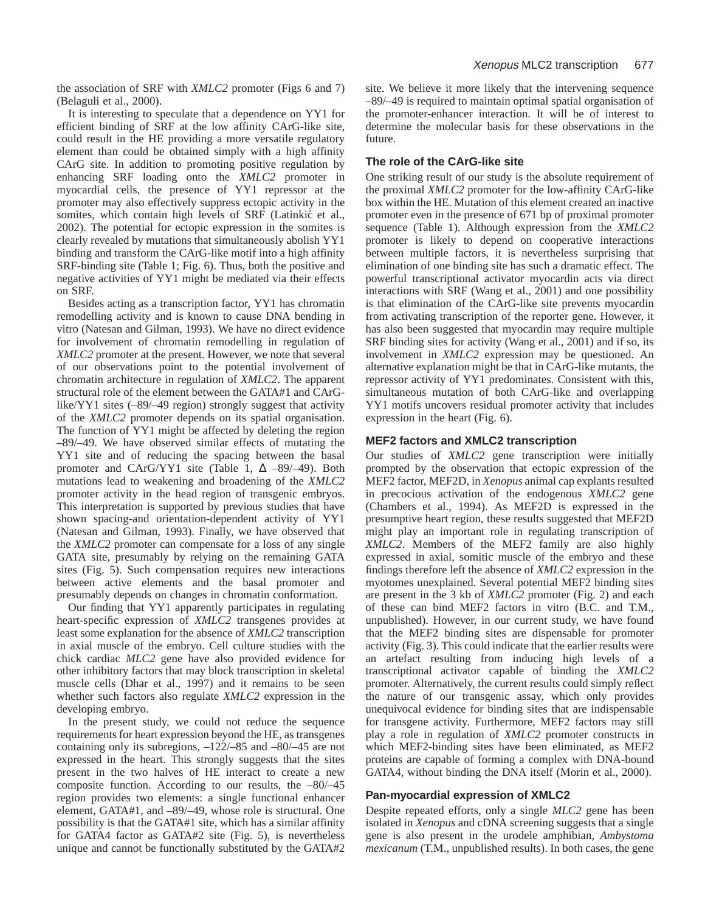the association of SRF with *XMLC2* promoter (Figs 6 and 7) (Belaguli et al., 2000).

It is interesting to speculate that a dependence on YY1 for efficient binding of SRF at the low affinity CArG-like site, could result in the HE providing a more versatile regulatory element than could be obtained simply with a high affinity CArG site. In addition to promoting positive regulation by enhancing SRF loading onto the *XMLC2* promoter in myocardial cells, the presence of YY1 repressor at the promoter may also effectively suppress ectopic activity in the somites, which contain high levels of SRF (Latinkić et al., 2002). The potential for ectopic expression in the somites is clearly revealed by mutations that simultaneously abolish YY1 binding and transform the CArG-like motif into a high affinity SRF-binding site (Table 1; Fig. 6). Thus, both the positive and negative activities of YY1 might be mediated via their effects on SRF.

Besides acting as a transcription factor, YY1 has chromatin remodelling activity and is known to cause DNA bending in vitro (Natesan and Gilman, 1993). We have no direct evidence for involvement of chromatin remodelling in regulation of *XMLC2* promoter at the present. However, we note that several of our observations point to the potential involvement of chromatin architecture in regulation of *XMLC2*. The apparent structural role of the element between the GATA#1 and CArG-like/YY1 sites (–89/–49 region) strongly suggest that activity of the *XMLC2* promoter depends on its spatial organisation. The function of YY1 might be affected by deleting the region –89/–49. We have observed similar effects of mutating the YY1 site and of reducing the spacing between the basal promoter and CArG/YY1 site (Table 1, Δ –89/–49). Both mutations lead to weakening and broadening of the *XMLC2* promoter activity in the head region of transgenic embryos. This interpretation is supported by previous studies that have shown spacing-and orientation-dependent activity of YY1 (Natesan and Gilman, 1993). Finally, we have observed that the *XMLC2* promoter can compensate for a loss of any single GATA site, presumably by relying on the remaining GATA sites (Fig. 5). Such compensation requires new interactions between active elements and the basal promoter and presumably depends on changes in chromatin conformation.

Our finding that YY1 apparently participates in regulating heart-specific expression of *XMLC2* transgenes provides at least some explanation for the absence of *XMLC2* transcription in axial muscle of the embryo. Cell culture studies with the chick cardiac *MLC2* gene have also provided evidence for other inhibitory factors that may block transcription in skeletal muscle cells (Dhar et al., 1997) and it remains to be seen whether such factors also regulate *XMLC2* expression in the developing embryo.

In the present study, we could not reduce the sequence requirements for heart expression beyond the HE, as transgenes containing only its subregions, –122/–85 and –80/–45 are not expressed in the heart. This strongly suggests that the sites present in the two halves of HE interact to create a new composite function. According to our results, the –80/–45 region provides two elements: a single functional enhancer element, GATA#1, and –89/–49, whose role is structural. One possibility is that the GATA#1 site, which has a similar affinity for GATA4 factor as GATA#2 site (Fig. 5), is nevertheless unique and cannot be functionally substituted by the GATA#2 site. We believe it more likely that the intervening sequence –89/–49 is required to maintain optimal spatial organisation of the promoter-enhancer interaction. It will be of interest to determine the molecular basis for these observations in the future.

### The role of the CArG-like site

One striking result of our study is the absolute requirement of the proximal *XMLC2* promoter for the low-affinity CArG-like box within the HE. Mutation of this element created an inactive promoter even in the presence of 671 bp of proximal promoter sequence (Table 1). Although expression from the *XMLC2* promoter is likely to depend on cooperative interactions between multiple factors, it is nevertheless surprising that elimination of one binding site has such a dramatic effect. The powerful transcriptional activator myocardin acts via direct interactions with SRF (Wang et al., 2001) and one possibility is that elimination of the CArG-like site prevents myocardin from activating transcription of the reporter gene. However, it has also been suggested that myocardin may require multiple SRF binding sites for activity (Wang et al., 2001) and if so, its involvement in *XMLC2* expression may be questioned. An alternative explanation might be that in CArG-like mutants, the repressor activity of YY1 predominates. Consistent with this, simultaneous mutation of both CArG-like and overlapping YY1 motifs uncovers residual promoter activity that includes expression in the heart (Fig. 6).

### MEF2 factors and XMLC2 transcription

Our studies of *XMLC2* gene transcription were initially prompted by the observation that ectopic expression of the MEF2 factor, MEF2D, in *Xenopus* animal cap explants resulted in precocious activation of the endogenous *XMLC2* gene (Chambers et al., 1994). As MEF2D is expressed in the presumptive heart region, these results suggested that MEF2D might play an important role in regulating transcription of *XMLC2*. Members of the MEF2 family are also highly expressed in axial, somitic muscle of the embryo and these findings therefore left the absence of *XMLC2* expression in the myotomes unexplained. Several potential MEF2 binding sites are present in the 3 kb of *XMLC2* promoter (Fig. 2) and each of these can bind MEF2 factors in vitro (B.C. and T.M., unpublished). However, in our current study, we have found that the MEF2 binding sites are dispensable for promoter activity (Fig. 3). This could indicate that the earlier results were an artefact resulting from inducing high levels of a transcriptional activator capable of binding the *XMLC2* promoter. Alternatively, the current results could simply reflect the nature of our transgenic assay, which only provides unequivocal evidence for binding sites that are indispensable for transgene activity. Furthermore, MEF2 factors may still play a role in regulation of *XMLC2* promoter constructs in which MEF2-binding sites have been eliminated, as MEF2 proteins are capable of forming a complex with DNA-bound GATA4, without binding the DNA itself (Morin et al., 2000).

### Pan-myocardial expression of XMLC2

Despite repeated efforts, only a single *MLC2* gene has been isolated in *Xenopus* and cDNA screening suggests that a single gene is also present in the urodele amphibian, *Ambystoma mexicanum* (T.M., unpublished results). In both cases, the gene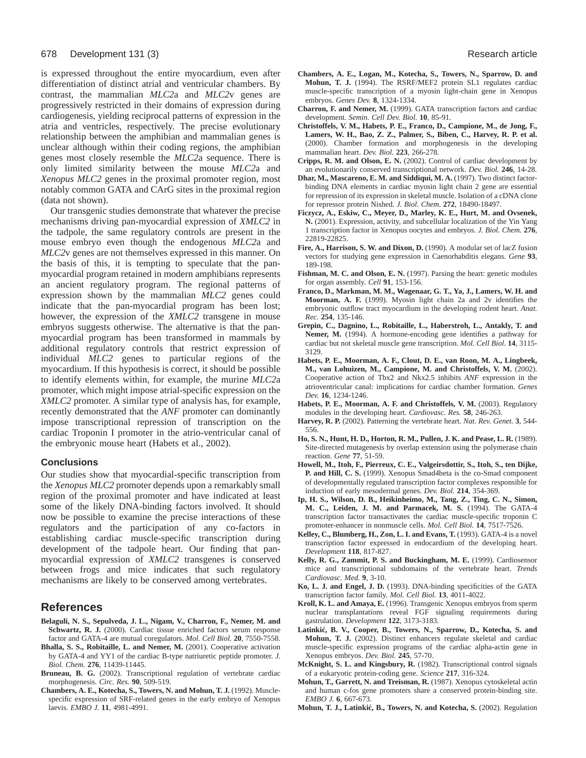is expressed throughout the entire myocardium, even after differentiation of distinct atrial and ventricular chambers. By contrast, the mammalian *MLC2*a and *MLC2*v genes are progressively restricted in their domains of expression during cardiogenesis, yielding reciprocal patterns of expression in the atria and ventricles, respectively. The precise evolutionary relationship between the amphibian and mammalian genes is unclear although within their coding regions, the amphibian genes most closely resemble the *MLC2*a sequence. There is only limited similarity between the mouse *MLC2*a and *Xenopus MLC2* genes in the proximal promoter region, most notably common GATA and CArG sites in the proximal region (data not shown).

Our transgenic studies demonstrate that whatever the precise mechanisms driving pan-myocardial expression of *XMLC2* in the tadpole, the same regulatory controls are present in the mouse embryo even though the endogenous *MLC2*a and *MLC2*v genes are not themselves expressed in this manner. On the basis of this, it is tempting to speculate that the pan-myocardial program retained in modern amphibians represents an ancient regulatory program. The regional patterns of expression shown by the mammalian *MLC2* genes could indicate that the pan-myocardial program has been lost; however, the expression of the *XMLC2* transgene in mouse embryos suggests otherwise. The alternative is that the pan-myocardial program has been transformed in mammals by additional regulatory controls that restrict expression of individual *MLC2* genes to particular regions of the myocardium. If this hypothesis is correct, it should be possible to identify elements within, for example, the murine *MLC2*a promoter, which might impose atrial-specific expression on the *XMLC2* promoter. A similar type of analysis has, for example, recently demonstrated that the *ANF* promoter can dominantly impose transcriptional repression of transcription on the cardiac Troponin I promoter in the atrio-ventricular canal of the embryonic mouse heart (Habets et al., 2002).

### Conclusions

Our studies show that myocardial-specific transcription from the *Xenopus MLC2* promoter depends upon a remarkably small region of the proximal promoter and have indicated at least some of the likely DNA-binding factors involved. It should now be possible to examine the precise interactions of these regulators and the participation of any co-factors in establishing cardiac muscle-specific transcription during development of the tadpole heart. Our finding that pan-myocardial expression of *XMLC2* transgenes is conserved between frogs and mice indicates that such regulatory mechanisms are likely to be conserved among vertebrates.

## References

**Belaguli, N. S., Sepulveda, J. L., Nigam, V., Charron, F., Nemer, M. and Schwartz, R. J.** (2000). Cardiac tissue enriched factors serum response factor and GATA-4 are mutual coregulators. *Mol. Cell Biol.* **20**, 7550-7558.

**Bhalla, S. S., Robitaille, L. and Nemer, M.** (2001). Cooperative activation by GATA-4 and YY1 of the cardiac B-type natriuretic peptide promoter. *J. Biol. Chem.* **276**, 11439-11445.

**Bruneau, B. G.** (2002). Transcriptional regulation of vertebrate cardiac morphogenesis. *Circ. Res.* **90**, 509-519.

**Chambers, A. E., Kotecha, S., Towers, N. and Mohun, T. J.** (1992). Muscle-specific expression of SRF-related genes in the early embryo of Xenopus laevis. *EMBO J.* **11**, 4981-4991.

**Chambers, A. E., Logan, M., Kotecha, S., Towers, N., Sparrow, D. and Mohun, T. J.** (1994). The RSRF/MEF2 protein SL1 regulates cardiac muscle-specific transcription of a myosin light-chain gene in Xenopus embryos. *Genes Dev.* **8**, 1324-1334.

**Charron, F. and Nemer, M.** (1999). GATA transcription factors and cardiac development. *Semin. Cell Dev. Biol.* **10**, 85-91.

**Christoffels, V. M., Habets, P. E., Franco, D., Campione, M., de Jong, F., Lamers, W. H., Bao, Z. Z., Palmer, S., Biben, C., Harvey, R. P. et al.** (2000). Chamber formation and morphogenesis in the developing mammalian heart. *Dev. Biol.* **223**, 266-278.

**Cripps, R. M. and Olson, E. N.** (2002). Control of cardiac development by an evolutionarily conserved transcriptional network. *Dev. Biol.* **246**, 14-28.

**Dhar, M., Mascareno, E. M. and Siddiqui, M. A.** (1997). Two distinct factor-binding DNA elements in cardiac myosin light chain 2 gene are essential for repression of its expression in skeletal muscle. Isolation of a cDNA clone for repressor protein Nished. *J. Biol. Chem.* **272**, 18490-18497.

**Ficzycz, A., Eskiw, C., Meyer, D., Marley, K. E., Hurt, M. and Ovsenek, N.** (2001). Expression, activity, and subcellular localization of the Yin Yang 1 transcription factor in Xenopus oocytes and embryos. *J. Biol. Chem.* **276**, 22819-22825.

**Fire, A., Harrison, S. W. and Dixon, D.** (1990). A modular set of lacZ fusion vectors for studying gene expression in Caenorhabditis elegans. *Gene* **93**, 189-198.

**Fishman, M. C. and Olson, E. N.** (1997). Parsing the heart: genetic modules for organ assembly. *Cell* **91**, 153-156.

**Franco, D., Markman, M. M., Wagenaar, G. T., Ya, J., Lamers, W. H. and Moorman, A. F.** (1999). Myosin light chain 2a and 2v identifies the embryonic outflow tract myocardium in the developing rodent heart. *Anat. Rec.* **254**, 135-146.

**Grepin, C., Dagnino, L., Robitaille, L., Haberstroh, L., Antakly, T. and Nemer, M.** (1994). A hormone-encoding gene identifies a pathway for cardiac but not skeletal muscle gene transcription. *Mol. Cell Biol.* **14**, 3115-3129.

**Habets, P. E., Moorman, A. F., Clout, D. E., van Roon, M. A., Lingbeek, M., van Lohuizen, M., Campione, M. and Christoffels, V. M.** (2002). Cooperative action of Tbx2 and Nkx2.5 inhibits *ANF* expression in the atrioventricular canal: implications for cardiac chamber formation. *Genes Dev.* **16**, 1234-1246.

**Habets, P. E., Moorman, A. F. and Christoffels, V. M.** (2003). Regulatory modules in the developing heart. *Cardiovasc. Res.* **58**, 246-263.

**Harvey, R. P.** (2002). Patterning the vertebrate heart. *Nat. Rev. Genet.* **3**, 544-556.

**Ho, S. N., Hunt, H. D., Horton, R. M., Pullen, J. K. and Pease, L. R.** (1989). Site-directed mutagenesis by overlap extension using the polymerase chain reaction. *Gene* **77**, 51-59.

**Howell, M., Itoh, F., Pierreux, C. E., Valgeirsdottir, S., Itoh, S., ten Dijke, P. and Hill, C. S.** (1999). Xenopus Smad4beta is the co-Smad component of developmentally regulated transcription factor complexes responsible for induction of early mesodermal genes. *Dev. Biol.* **214**, 354-369.

**Ip, H. S., Wilson, D. B., Heikinheimo, M., Tang, Z., Ting, C. N., Simon, M. C., Leiden, J. M. and Parmacek, M. S.** (1994). The GATA-4 transcription factor transactivates the cardiac muscle-specific troponin C promoter-enhancer in nonmuscle cells. *Mol. Cell Biol.* **14**, 7517-7526.

**Kelley, C., Blumberg, H., Zon, L. I. and Evans, T.** (1993). GATA-4 is a novel transcription factor expressed in endocardium of the developing heart. *Development* **118**, 817-827.

**Kelly, R. G., Zammit, P. S. and Buckingham, M. E.** (1999). Cardiosensor mice and transcriptional subdomains of the vertebrate heart. *Trends Cardiovasc. Med.* **9**, 3-10.

**Ko, L. J. and Engel, J. D.** (1993). DNA-binding specificities of the GATA transcription factor family. *Mol. Cell Biol.* **13**, 4011-4022.

**Kroll, K. L. and Amaya, E.** (1996). Transgenic Xenopus embryos from sperm nuclear transplantations reveal FGF signaling requirements during gastrulation. *Development* **122**, 3173-3183.

**Latinkić, B. V., Cooper, B., Towers, N., Sparrow, D., Kotecha, S. and Mohun, T. J.** (2002). Distinct enhancers regulate skeletal and cardiac muscle-specific expression programs of the cardiac alpha-actin gene in Xenopus embryos. *Dev. Biol.* **245**, 57-70.

**McKnight, S. L. and Kingsbury, R.** (1982). Transcriptional control signals of a eukaryotic protein-coding gene. *Science* **217**, 316-324.

**Mohun, T., Garrett, N. and Treisman, R.** (1987). Xenopus cytoskeletal actin and human c-fos gene promoters share a conserved protein-binding site. *EMBO J.* **6**, 667-673.

**Mohun, T. J., Latinkić, B., Towers, N. and Kotecha, S.** (2002). Regulation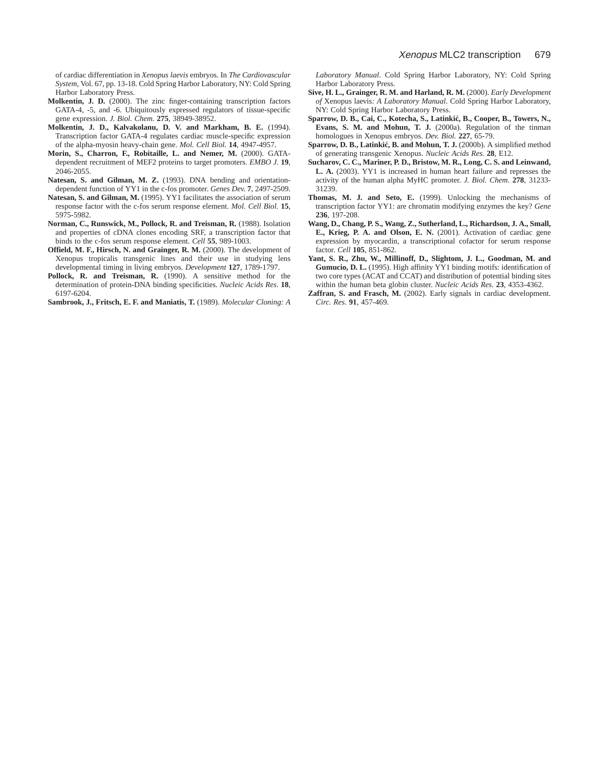of cardiac differentiation in *Xenopus laevis* embryos. In *The Cardiovascular System*, Vol. 67, pp. 13-18. Cold Spring Harbor Laboratory, NY: Cold Spring Harbor Laboratory Press.

**Molkentin, J. D.** (2000). The zinc finger-containing transcription factors GATA-4, -5, and -6. Ubiquitously expressed regulators of tissue-specific gene expression. *J. Biol. Chem.* **275**, 38949-38952.

**Molkentin, J. D., Kalvakolanu, D. V. and Markham, B. E.** (1994). Transcription factor GATA-4 regulates cardiac muscle-specific expression of the alpha-myosin heavy-chain gene. *Mol. Cell Biol.* **14**, 4947-4957.

**Morin, S., Charron, F., Robitaille, L. and Nemer, M.** (2000). GATA-dependent recruitment of MEF2 proteins to target promoters. *EMBO J.* **19**, 2046-2055.

**Natesan, S. and Gilman, M. Z.** (1993). DNA bending and orientation-dependent function of YY1 in the c-fos promoter. *Genes Dev.* **7**, 2497-2509.

**Natesan, S. and Gilman, M.** (1995). YY1 facilitates the association of serum response factor with the c-fos serum response element. *Mol. Cell Biol.* **15**, 5975-5982.

**Norman, C., Runswick, M., Pollock, R. and Treisman, R.** (1988). Isolation and properties of cDNA clones encoding SRF, a transcription factor that binds to the c-fos serum response element. *Cell* **55**, 989-1003.

**Offield, M. F., Hirsch, N. and Grainger, R. M.** (2000). The development of Xenopus tropicalis transgenic lines and their use in studying lens developmental timing in living embryos. *Development* **127**, 1789-1797.

**Pollock, R. and Treisman, R.** (1990). A sensitive method for the determination of protein-DNA binding specificities. *Nucleic Acids Res.* **18**, 6197-6204.

**Sambrook, J., Fritsch, E. F. and Maniatis, T.** (1989). *Molecular Cloning: A Laboratory Manual*. Cold Spring Harbor Laboratory, NY: Cold Spring Harbor Laboratory Press.

**Sive, H. L., Grainger, R. M. and Harland, R. M.** (2000). *Early Development of* Xenopus laevis*: A Laboratory Manual*. Cold Spring Harbor Laboratory, NY: Cold Spring Harbor Laboratory Press.

**Sparrow, D. B., Cai, C., Kotecha, S., Latinkić, B., Cooper, B., Towers, N., Evans, S. M. and Mohun, T. J.** (2000a). Regulation of the tinman homologues in Xenopus embryos. *Dev. Biol.* **227**, 65-79.

**Sparrow, D. B., Latinkić, B. and Mohun, T. J.** (2000b). A simplified method of generating transgenic Xenopus. *Nucleic Acids Res.* **28**, E12.

**Sucharov, C. C., Mariner, P. D., Bristow, M. R., Long, C. S. and Leinwand, L. A.** (2003). YY1 is increased in human heart failure and represses the activity of the human alpha MyHC promoter. *J. Biol. Chem*. **278**, 31233-31239.

**Thomas, M. J. and Seto, E.** (1999). Unlocking the mechanisms of transcription factor YY1: are chromatin modifying enzymes the key? *Gene* **236**, 197-208.

**Wang, D., Chang, P. S., Wang, Z., Sutherland, L., Richardson, J. A., Small, E., Krieg, P. A. and Olson, E. N.** (2001). Activation of cardiac gene expression by myocardin, a transcriptional cofactor for serum response factor. *Cell* **105**, 851-862.

**Yant, S. R., Zhu, W., Millinoff, D., Slightom, J. L., Goodman, M. and Gumucio, D. L.** (1995). High affinity YY1 binding motifs: identification of two core types (ACAT and CCAT) and distribution of potential binding sites within the human beta globin cluster. *Nucleic Acids Res.* **23**, 4353-4362.

**Zaffran, S. and Frasch, M.** (2002). Early signals in cardiac development. *Circ. Res.* **91**, 457-469.